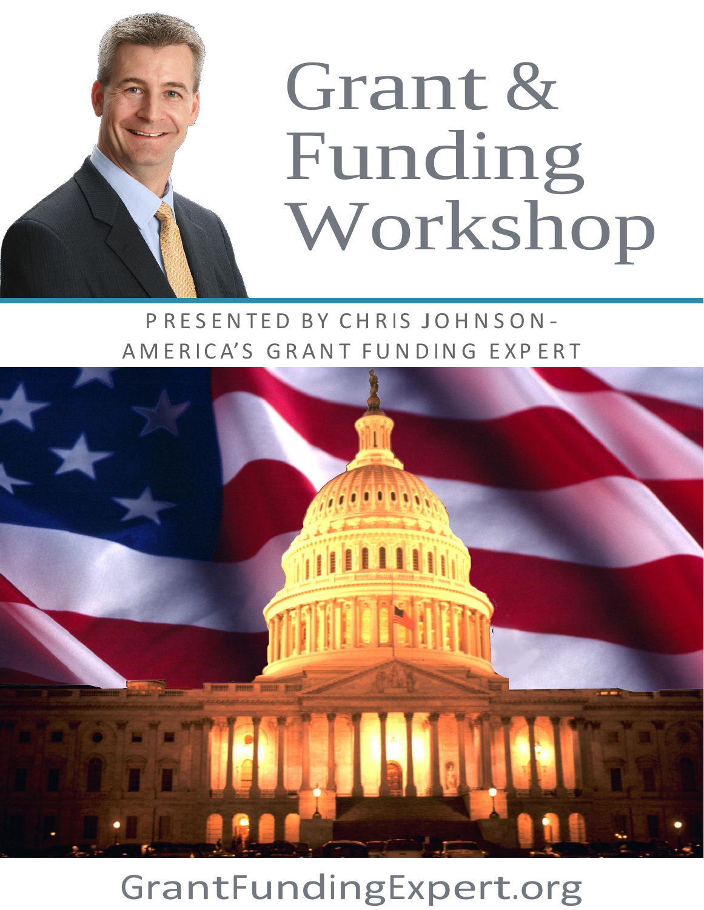# Grant & Funding Workshop

PRESENTED BY CHRIS JOHNSON-
AMERICA'S GRANT FUNDING EXPERT

GrantFundingExpert.org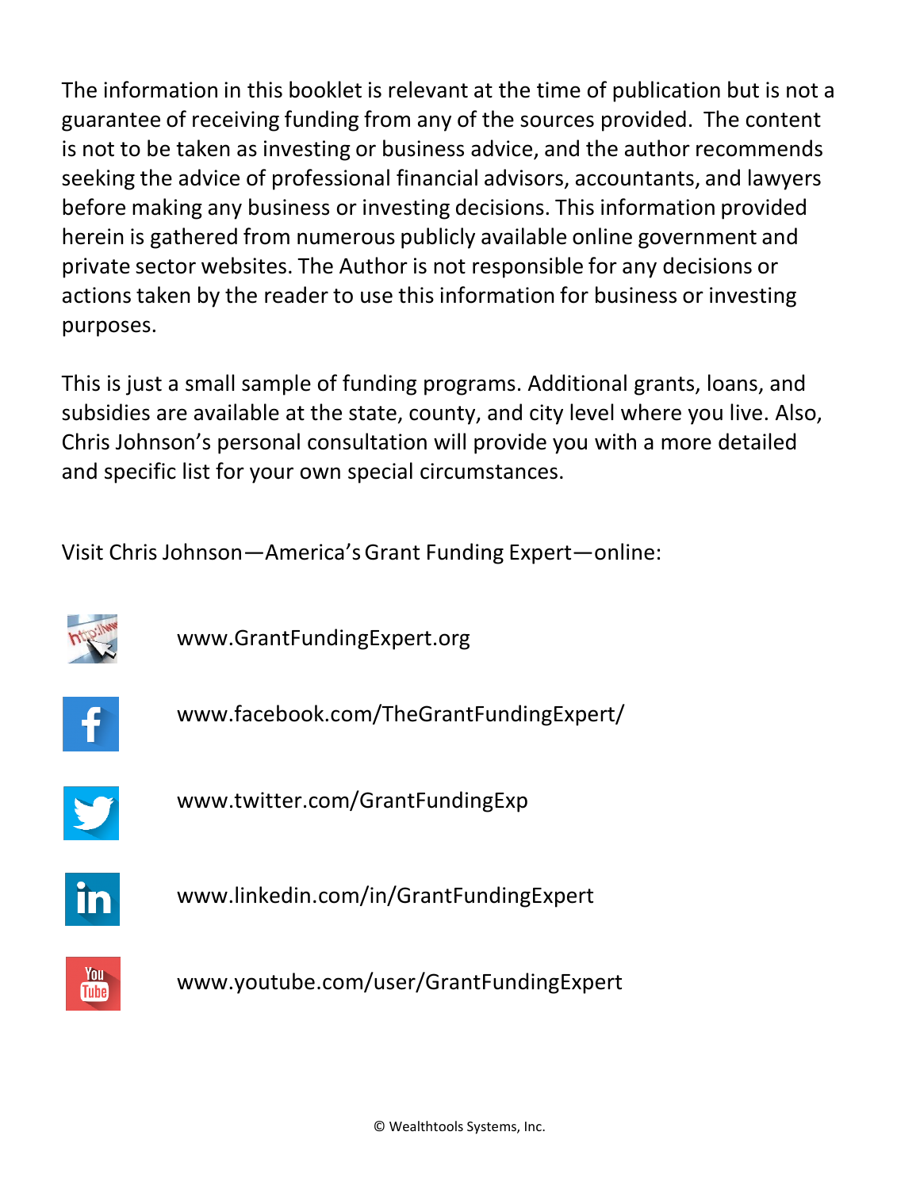The information in this booklet is relevant at the time of publication but is not a guarantee of receiving funding from any of the sources provided. The content is not to be taken as investing or business advice, and the author recommends seeking the advice of professional financial advisors, accountants, and lawyers before making any business or investing decisions. This information provided herein is gathered from numerous publicly available online government and private sector websites. The Author is not responsible for any decisions or actions taken by the reader to use this information for business or investing purposes.

This is just a small sample of funding programs. Additional grants, loans, and subsidies are available at the state, county, and city level where you live. Also, Chris Johnson's personal consultation will provide you with a more detailed and specific list for your own special circumstances.

Visit Chris Johnson—America's Grant Funding Expert—online:

www.GrantFundingExpert.org

www.facebook.com/TheGrantFundingExpert/

www.twitter.com/GrantFundingExp

www.linkedin.com/in/GrantFundingExpert

www.youtube.com/user/GrantFundingExpert

© Wealthtools Systems, Inc.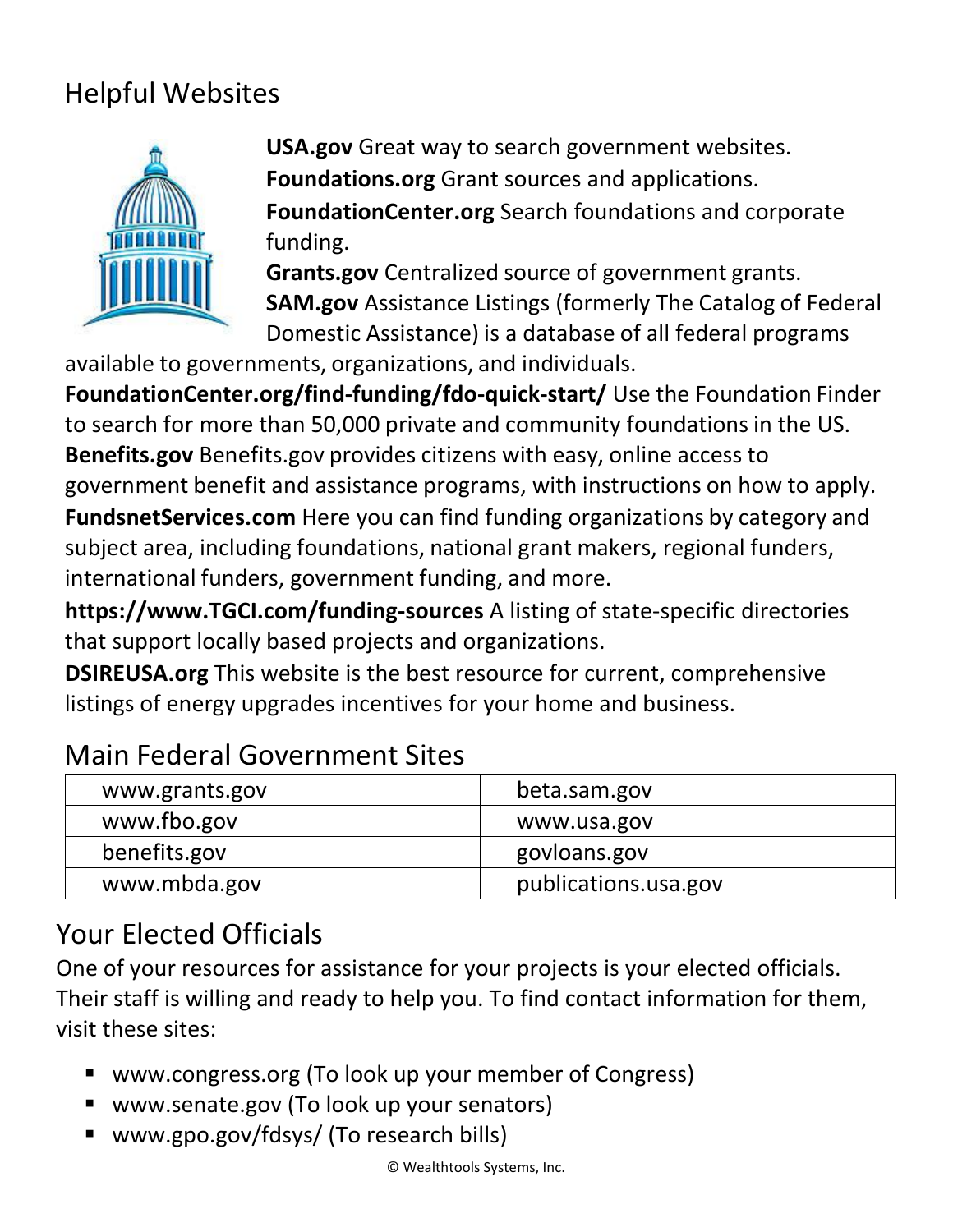## Helpful Websites

**USA.gov** Great way to search government websites.
**Foundations.org** Grant sources and applications.
**FoundationCenter.org** Search foundations and corporate funding.
**Grants.gov** Centralized source of government grants.
**SAM.gov** Assistance Listings (formerly The Catalog of Federal Domestic Assistance) is a database of all federal programs available to governments, organizations, and individuals.
**FoundationCenter.org/find-funding/fdo-quick-start/** Use the Foundation Finder to search for more than 50,000 private and community foundations in the US.
**Benefits.gov** Benefits.gov provides citizens with easy, online access to government benefit and assistance programs, with instructions on how to apply.
**FundsnetServices.com** Here you can find funding organizations by category and subject area, including foundations, national grant makers, regional funders, international funders, government funding, and more.
**https://www.TGCI.com/funding-sources** A listing of state-specific directories that support locally based projects and organizations.
**DSIREUSA.org** This website is the best resource for current, comprehensive listings of energy upgrades incentives for your home and business.

## Main Federal Government Sites

| | |
|---|---|
| www.grants.gov | beta.sam.gov |
| www.fbo.gov | www.usa.gov |
| benefits.gov | govloans.gov |
| www.mbda.gov | publications.usa.gov |

## Your Elected Officials

One of your resources for assistance for your projects is your elected officials. Their staff is willing and ready to help you. To find contact information for them, visit these sites:

- www.congress.org (To look up your member of Congress)
- www.senate.gov (To look up your senators)
- www.gpo.gov/fdsys/ (To research bills)

© Wealthtools Systems, Inc.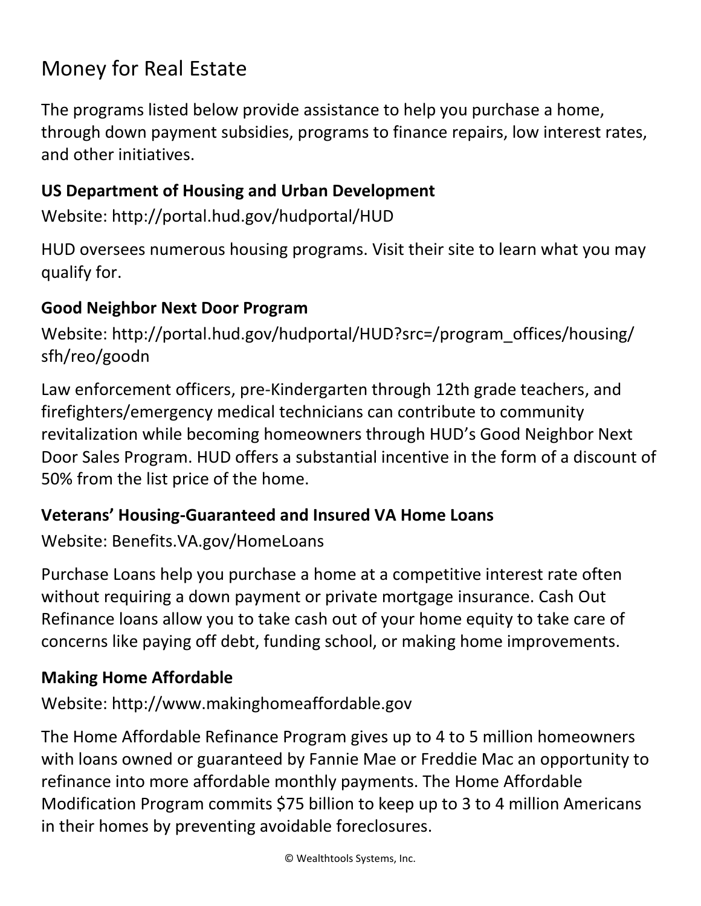# Money for Real Estate

The programs listed below provide assistance to help you purchase a home, through down payment subsidies, programs to finance repairs, low interest rates, and other initiatives.

### US Department of Housing and Urban Development

Website: http://portal.hud.gov/hudportal/HUD

HUD oversees numerous housing programs. Visit their site to learn what you may qualify for.

### Good Neighbor Next Door Program

Website: http://portal.hud.gov/hudportal/HUD?src=/program_offices/housing/sfh/reo/goodn

Law enforcement officers, pre-Kindergarten through 12th grade teachers, and firefighters/emergency medical technicians can contribute to community revitalization while becoming homeowners through HUD's Good Neighbor Next Door Sales Program. HUD offers a substantial incentive in the form of a discount of 50% from the list price of the home.

### Veterans' Housing-Guaranteed and Insured VA Home Loans

Website: Benefits.VA.gov/HomeLoans

Purchase Loans help you purchase a home at a competitive interest rate often without requiring a down payment or private mortgage insurance. Cash Out Refinance loans allow you to take cash out of your home equity to take care of concerns like paying off debt, funding school, or making home improvements.

### Making Home Affordable

Website: http://www.makinghomeaffordable.gov

The Home Affordable Refinance Program gives up to 4 to 5 million homeowners with loans owned or guaranteed by Fannie Mae or Freddie Mac an opportunity to refinance into more affordable monthly payments. The Home Affordable Modification Program commits $75 billion to keep up to 3 to 4 million Americans in their homes by preventing avoidable foreclosures.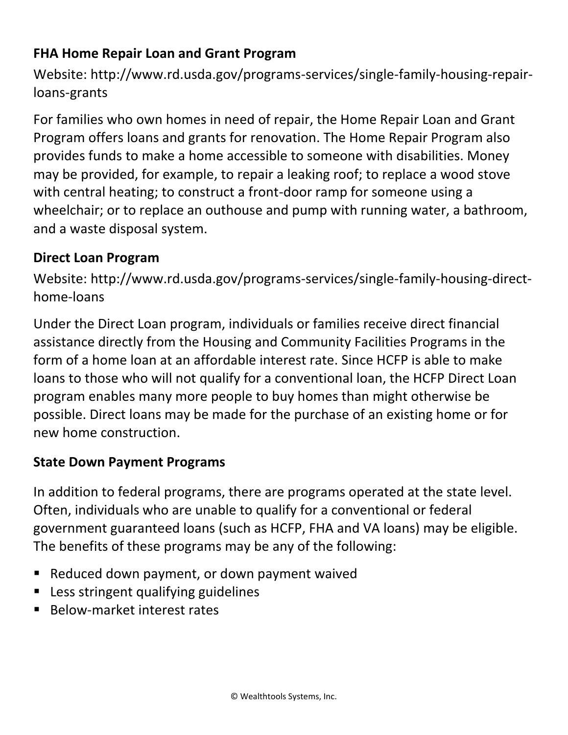### FHA Home Repair Loan and Grant Program

Website: http://www.rd.usda.gov/programs-services/single-family-housing-repair-loans-grants

For families who own homes in need of repair, the Home Repair Loan and Grant Program offers loans and grants for renovation. The Home Repair Program also provides funds to make a home accessible to someone with disabilities. Money may be provided, for example, to repair a leaking roof; to replace a wood stove with central heating; to construct a front-door ramp for someone using a wheelchair; or to replace an outhouse and pump with running water, a bathroom, and a waste disposal system.

### Direct Loan Program

Website: http://www.rd.usda.gov/programs-services/single-family-housing-direct-home-loans

Under the Direct Loan program, individuals or families receive direct financial assistance directly from the Housing and Community Facilities Programs in the form of a home loan at an affordable interest rate. Since HCFP is able to make loans to those who will not qualify for a conventional loan, the HCFP Direct Loan program enables many more people to buy homes than might otherwise be possible. Direct loans may be made for the purchase of an existing home or for new home construction.

### State Down Payment Programs

In addition to federal programs, there are programs operated at the state level. Often, individuals who are unable to qualify for a conventional or federal government guaranteed loans (such as HCFP, FHA and VA loans) may be eligible. The benefits of these programs may be any of the following:

- Reduced down payment, or down payment waived
- Less stringent qualifying guidelines
- Below-market interest rates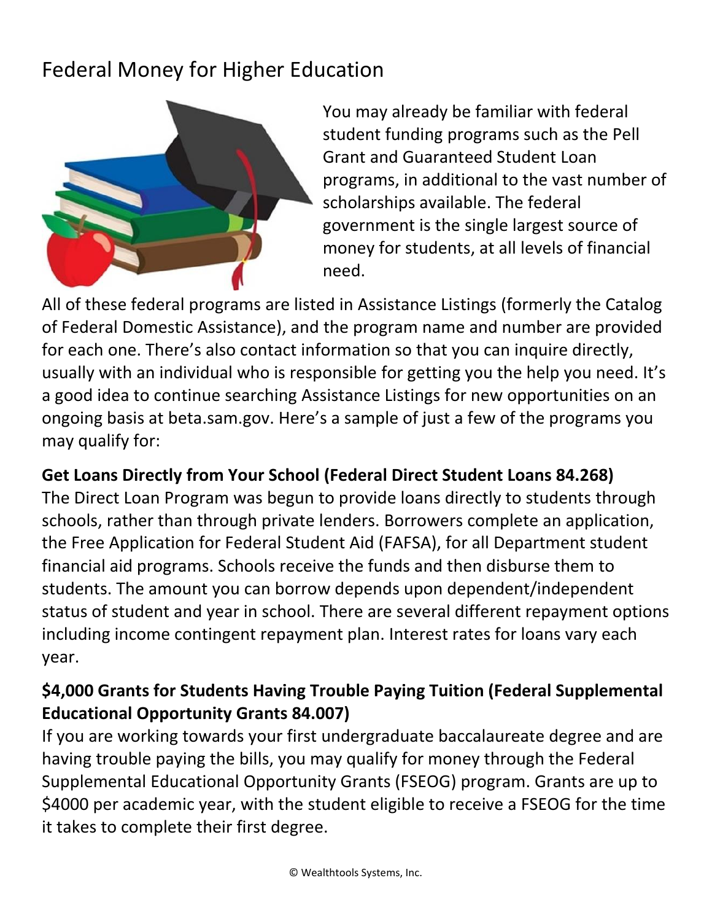# Federal Money for Higher Education

You may already be familiar with federal student funding programs such as the Pell Grant and Guaranteed Student Loan programs, in additional to the vast number of scholarships available. The federal government is the single largest source of money for students, at all levels of financial need.

All of these federal programs are listed in Assistance Listings (formerly the Catalog of Federal Domestic Assistance), and the program name and number are provided for each one. There's also contact information so that you can inquire directly, usually with an individual who is responsible for getting you the help you need. It's a good idea to continue searching Assistance Listings for new opportunities on an ongoing basis at beta.sam.gov. Here's a sample of just a few of the programs you may qualify for:

**Get Loans Directly from Your School (Federal Direct Student Loans 84.268)**
The Direct Loan Program was begun to provide loans directly to students through schools, rather than through private lenders. Borrowers complete an application, the Free Application for Federal Student Aid (FAFSA), for all Department student financial aid programs. Schools receive the funds and then disburse them to students. The amount you can borrow depends upon dependent/independent status of student and year in school. There are several different repayment options including income contingent repayment plan. Interest rates for loans vary each year.

**$4,000 Grants for Students Having Trouble Paying Tuition (Federal Supplemental Educational Opportunity Grants 84.007)**
If you are working towards your first undergraduate baccalaureate degree and are having trouble paying the bills, you may qualify for money through the Federal Supplemental Educational Opportunity Grants (FSEOG) program. Grants are up to $4000 per academic year, with the student eligible to receive a FSEOG for the time it takes to complete their first degree.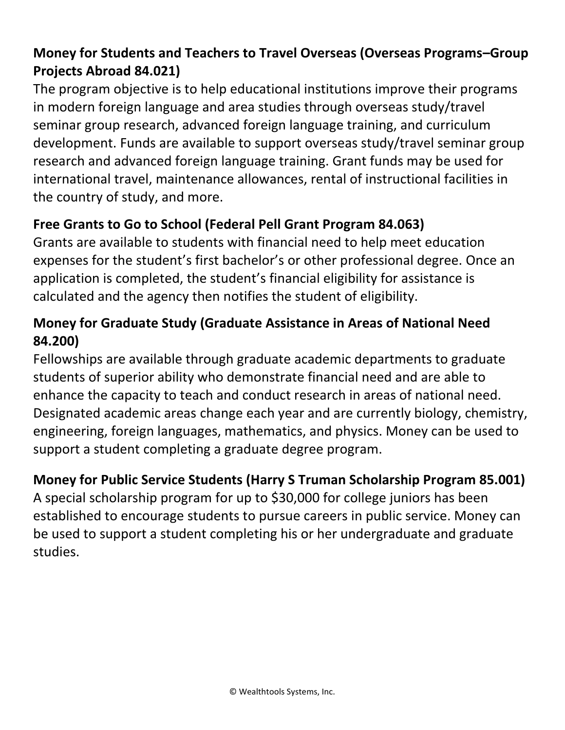**Money for Students and Teachers to Travel Overseas (Overseas Programs–Group Projects Abroad 84.021)**
The program objective is to help educational institutions improve their programs in modern foreign language and area studies through overseas study/travel seminar group research, advanced foreign language training, and curriculum development. Funds are available to support overseas study/travel seminar group research and advanced foreign language training. Grant funds may be used for international travel, maintenance allowances, rental of instructional facilities in the country of study, and more.

**Free Grants to Go to School (Federal Pell Grant Program 84.063)**
Grants are available to students with financial need to help meet education expenses for the student's first bachelor's or other professional degree. Once an application is completed, the student's financial eligibility for assistance is calculated and the agency then notifies the student of eligibility.

**Money for Graduate Study (Graduate Assistance in Areas of National Need 84.200)**
Fellowships are available through graduate academic departments to graduate students of superior ability who demonstrate financial need and are able to enhance the capacity to teach and conduct research in areas of national need. Designated academic areas change each year and are currently biology, chemistry, engineering, foreign languages, mathematics, and physics. Money can be used to support a student completing a graduate degree program.

**Money for Public Service Students (Harry S Truman Scholarship Program 85.001)**
A special scholarship program for up to $30,000 for college juniors has been established to encourage students to pursue careers in public service. Money can be used to support a student completing his or her undergraduate and graduate studies.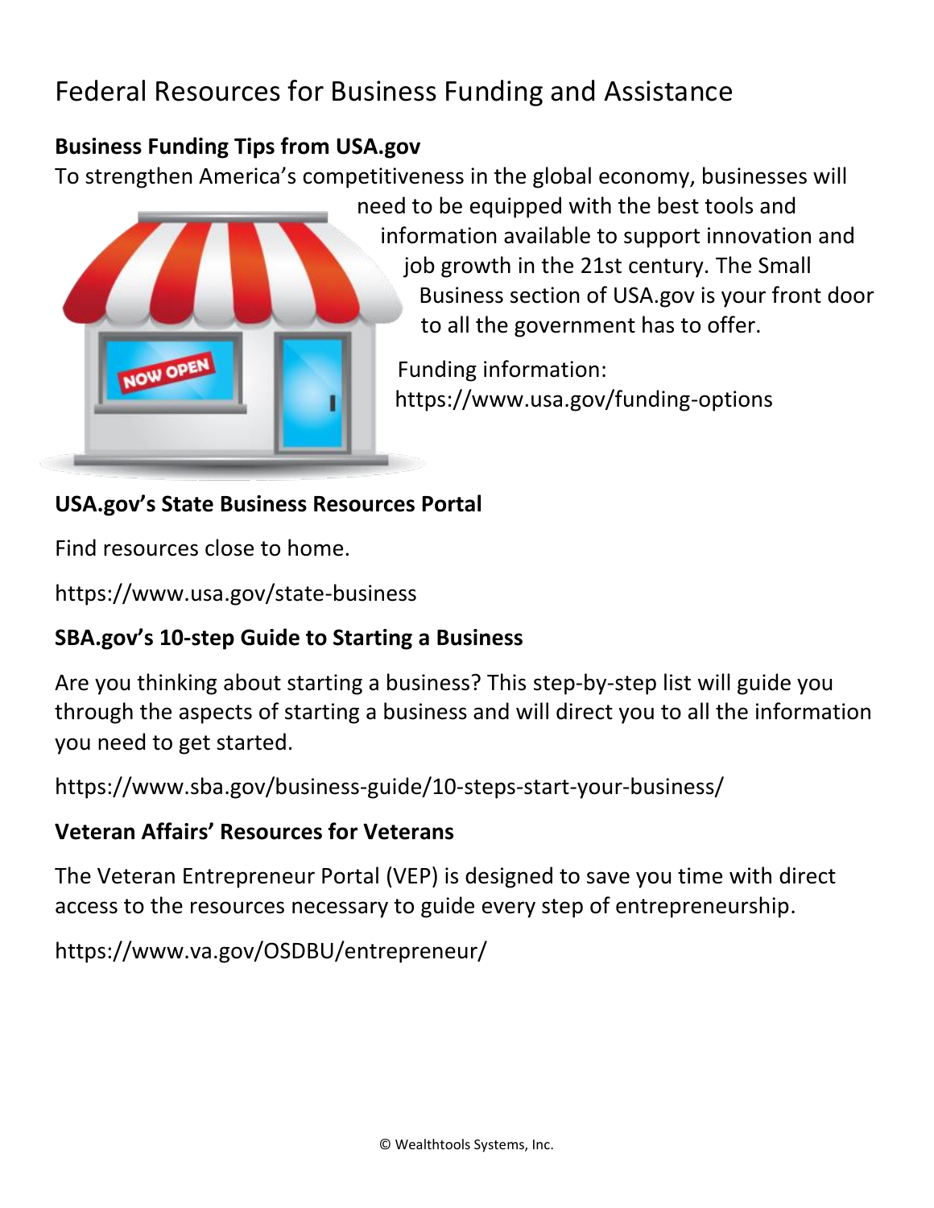# Federal Resources for Business Funding and Assistance

**Business Funding Tips from USA.gov**

To strengthen America's competitiveness in the global economy, businesses will need to be equipped with the best tools and information available to support innovation and job growth in the 21st century. The Small Business section of USA.gov is your front door to all the government has to offer.

Funding information:
https://www.usa.gov/funding-options

**USA.gov's State Business Resources Portal**

Find resources close to home.

https://www.usa.gov/state-business

**SBA.gov's 10-step Guide to Starting a Business**

Are you thinking about starting a business? This step-by-step list will guide you through the aspects of starting a business and will direct you to all the information you need to get started.

https://www.sba.gov/business-guide/10-steps-start-your-business/

**Veteran Affairs' Resources for Veterans**

The Veteran Entrepreneur Portal (VEP) is designed to save you time with direct access to the resources necessary to guide every step of entrepreneurship.

https://www.va.gov/OSDBU/entrepreneur/

© Wealthtools Systems, Inc.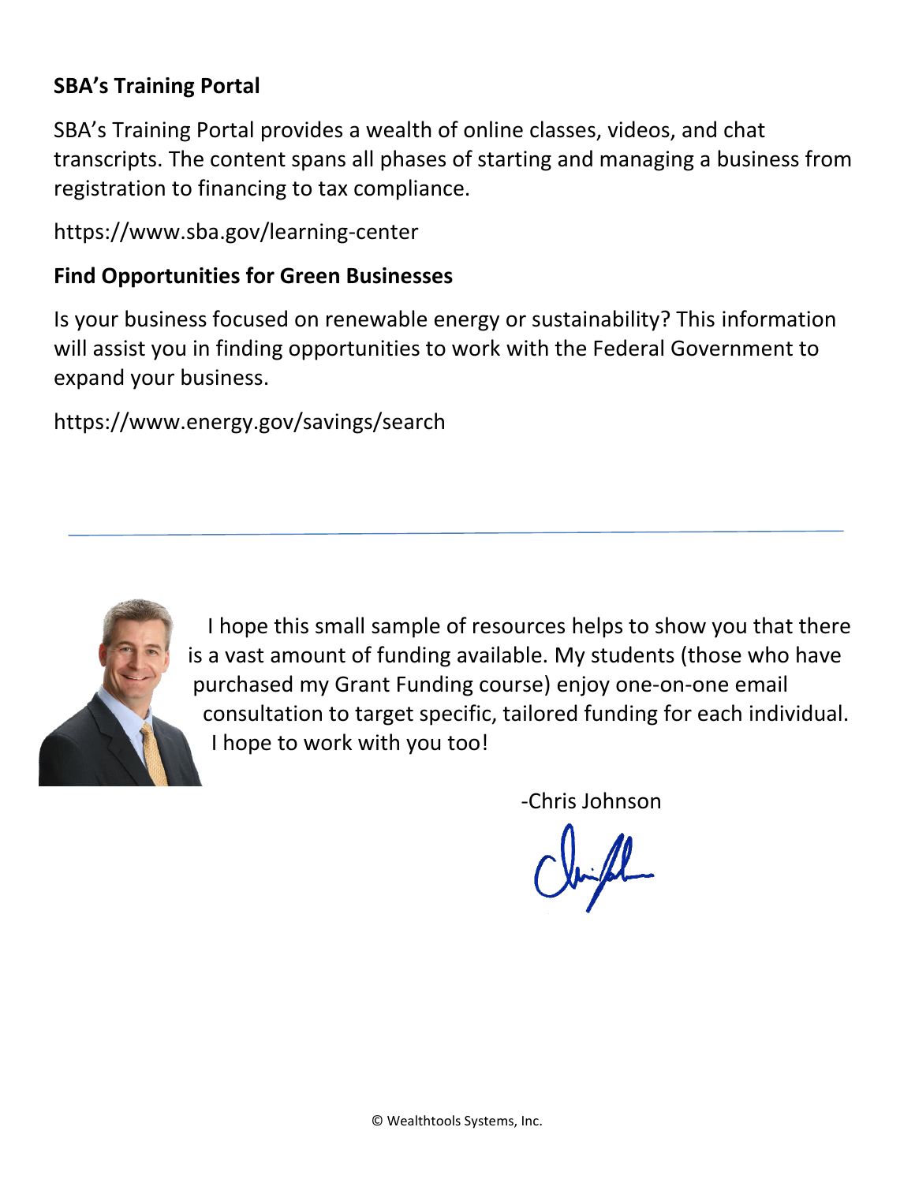### SBA's Training Portal

SBA's Training Portal provides a wealth of online classes, videos, and chat transcripts. The content spans all phases of starting and managing a business from registration to financing to tax compliance.

https://www.sba.gov/learning-center

### Find Opportunities for Green Businesses

Is your business focused on renewable energy or sustainability? This information will assist you in finding opportunities to work with the Federal Government to expand your business.

https://www.energy.gov/savings/search

---

I hope this small sample of resources helps to show you that there is a vast amount of funding available. My students (those who have purchased my Grant Funding course) enjoy one-on-one email consultation to target specific, tailored funding for each individual. I hope to work with you too!

-Chris Johnson

© Wealthtools Systems, Inc.